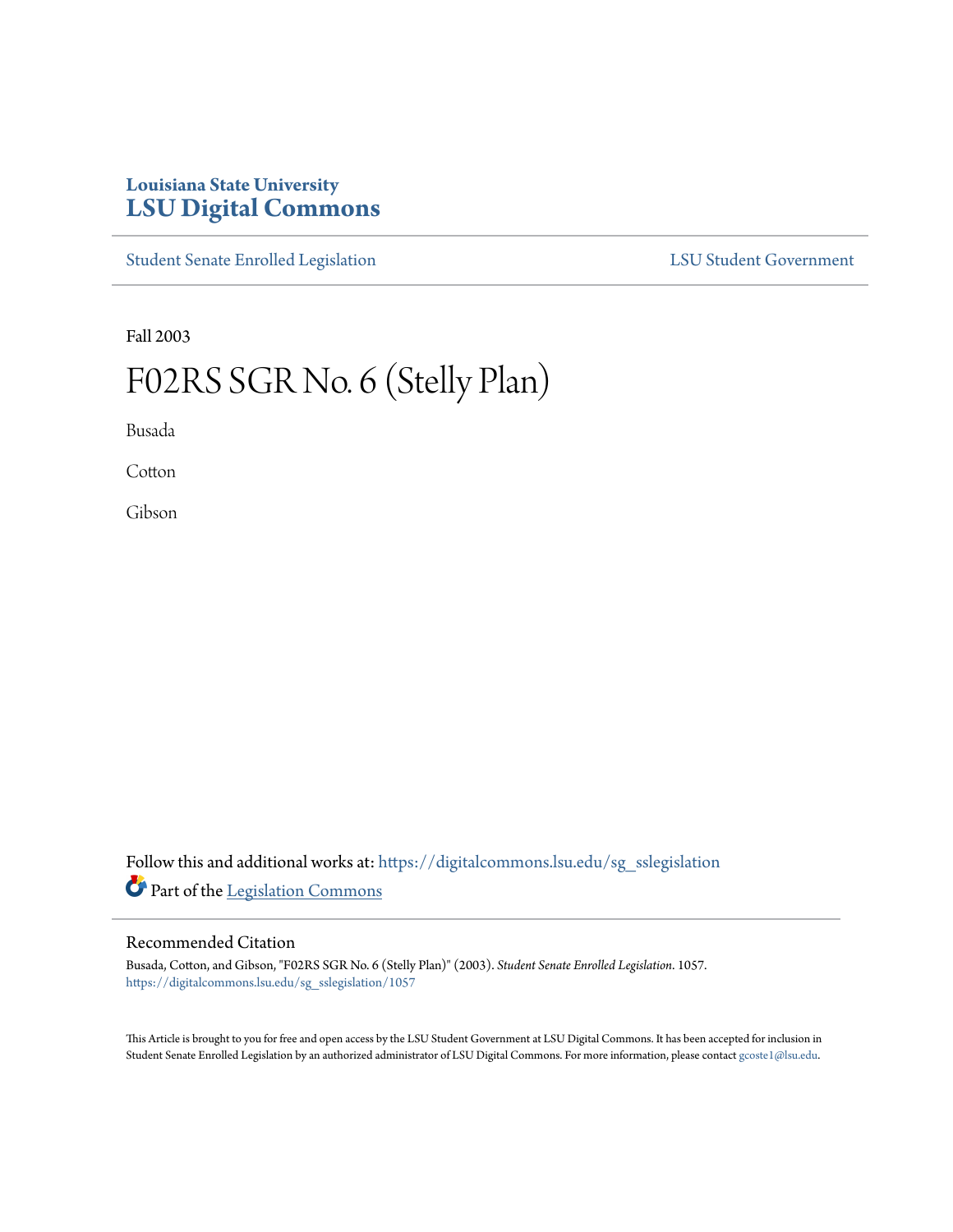Louisiana State University
# LSU Digital Commons

Student Senate Enrolled Legislation | LSU Student Government

Fall 2003

# F02RS SGR No. 6 (Stelly Plan)

Busada

Cotton

Gibson

Follow this and additional works at: https://digitalcommons.lsu.edu/sg_sslegislation

Part of the Legislation Commons

## Recommended Citation

Busada, Cotton, and Gibson, "F02RS SGR No. 6 (Stelly Plan)" (2003). *Student Senate Enrolled Legislation*. 1057.
https://digitalcommons.lsu.edu/sg_sslegislation/1057

This Article is brought to you for free and open access by the LSU Student Government at LSU Digital Commons. It has been accepted for inclusion in Student Senate Enrolled Legislation by an authorized administrator of LSU Digital Commons. For more information, please contact gcoste1@lsu.edu.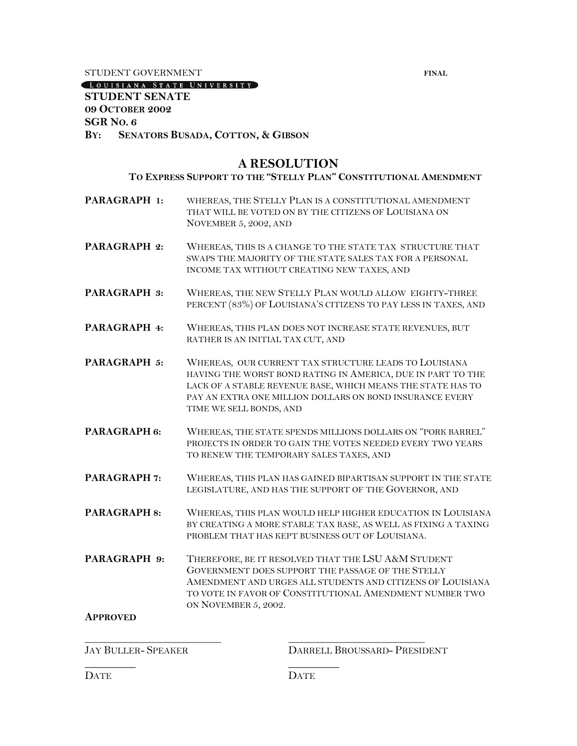STUDENT GOVERNMENT **FINAL**

LOUISIANA STATE UNIVERSITY

**STUDENT SENATE**
**09 OCTOBER 2002**
**SGR NO. 6**
**BY: SENATORS BUSADA, COTTON, & GIBSON**

## A RESOLUTION

### TO EXPRESS SUPPORT TO THE "STELLY PLAN" CONSTITUTIONAL AMENDMENT

**PARAGRAPH 1:** WHEREAS, THE STELLY PLAN IS A CONSTITUTIONAL AMENDMENT THAT WILL BE VOTED ON BY THE CITIZENS OF LOUISIANA ON NOVEMBER 5, 2002, AND

**PARAGRAPH 2:** WHEREAS, THIS IS A CHANGE TO THE STATE TAX STRUCTURE THAT SWAPS THE MAJORITY OF THE STATE SALES TAX FOR A PERSONAL INCOME TAX WITHOUT CREATING NEW TAXES, AND

**PARAGRAPH 3:** WHEREAS, THE NEW STELLY PLAN WOULD ALLOW EIGHTY-THREE PERCENT (83%) OF LOUISIANA'S CITIZENS TO PAY LESS IN TAXES, AND

**PARAGRAPH 4:** WHEREAS, THIS PLAN DOES NOT INCREASE STATE REVENUES, BUT RATHER IS AN INITIAL TAX CUT, AND

**PARAGRAPH 5:** WHEREAS, OUR CURRENT TAX STRUCTURE LEADS TO LOUISIANA HAVING THE WORST BOND RATING IN AMERICA, DUE IN PART TO THE LACK OF A STABLE REVENUE BASE, WHICH MEANS THE STATE HAS TO PAY AN EXTRA ONE MILLION DOLLARS ON BOND INSURANCE EVERY TIME WE SELL BONDS, AND

**PARAGRAPH 6:** WHEREAS, THE STATE SPENDS MILLIONS DOLLARS ON "PORK BARREL" PROJECTS IN ORDER TO GAIN THE VOTES NEEDED EVERY TWO YEARS TO RENEW THE TEMPORARY SALES TAXES, AND

**PARAGRAPH 7:** WHEREAS, THIS PLAN HAS GAINED BIPARTISAN SUPPORT IN THE STATE LEGISLATURE, AND HAS THE SUPPORT OF THE GOVERNOR, AND

**PARAGRAPH 8:** WHEREAS, THIS PLAN WOULD HELP HIGHER EDUCATION IN LOUISIANA BY CREATING A MORE STABLE TAX BASE, AS WELL AS FIXING A TAXING PROBLEM THAT HAS KEPT BUSINESS OUT OF LOUISIANA.

**PARAGRAPH 9:** THEREFORE, BE IT RESOLVED THAT THE LSU A&M STUDENT GOVERNMENT DOES SUPPORT THE PASSAGE OF THE STELLY AMENDMENT AND URGES ALL STUDENTS AND CITIZENS OF LOUISIANA TO VOTE IN FAVOR OF CONSTITUTIONAL AMENDMENT NUMBER TWO ON NOVEMBER 5, 2002.

**APPROVED**

\_\_\_\_\_\_\_\_\_\_\_\_\_\_\_\_\_\_\_\_\_\_\_\_\_\_
JAY BULLER- SPEAKER

\_\_\_\_\_\_\_\_\_
DATE

\_\_\_\_\_\_\_\_\_\_\_\_\_\_\_\_\_\_\_\_\_\_\_\_\_\_
DARRELL BROUSSARD- PRESIDENT

\_\_\_\_\_\_\_\_\_
DATE